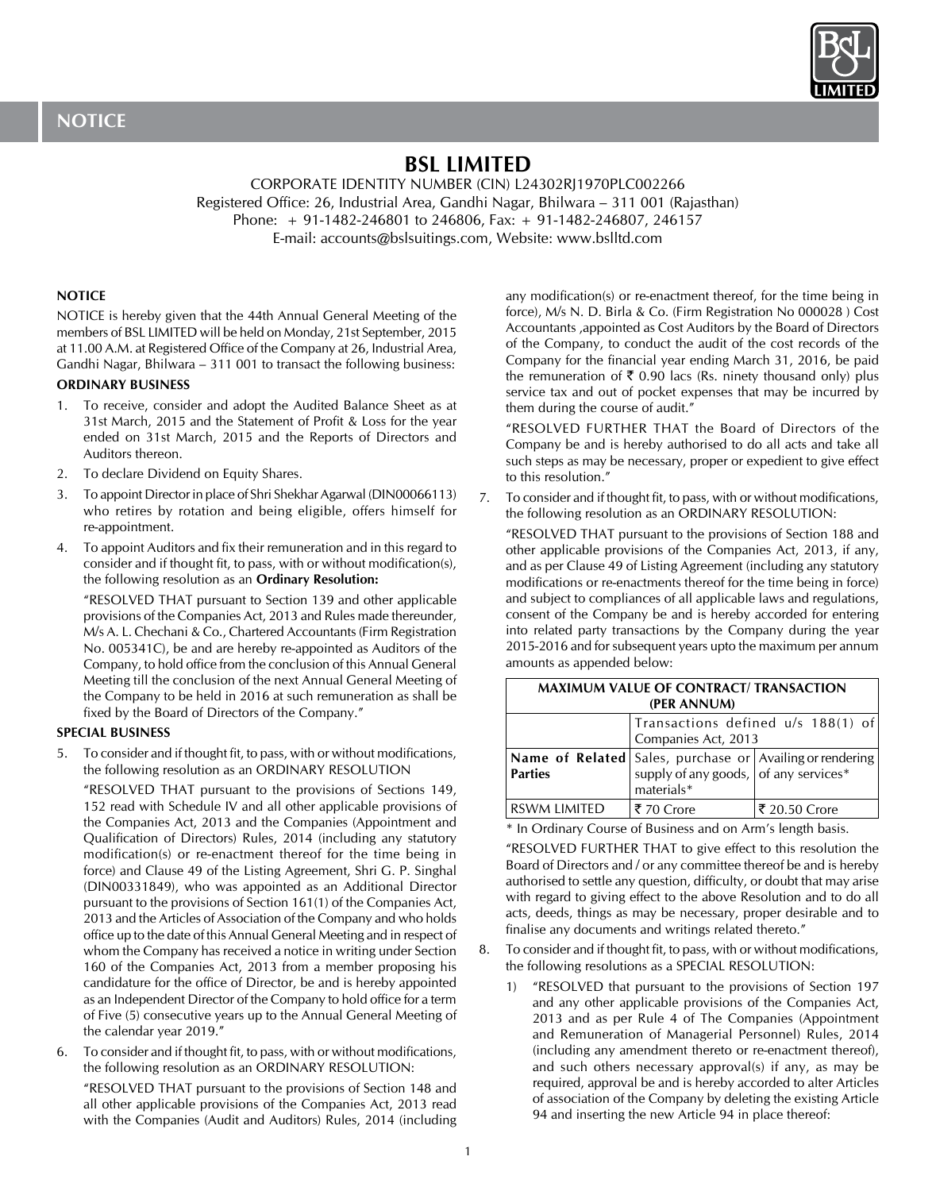# NOTICE

## BSL LIMITED

CORPORATE IDENTITY NUMBER (CIN) L24302RJ1970PLC002266
Registered Office: 26, Industrial Area, Gandhi Nagar, Bhilwara – 311 001 (Rajasthan)
Phone: + 91-1482-246801 to 246806, Fax: + 91-1482-246807, 246157
E-mail: accounts@bslsuitings.com, Website: www.bslltd.com

### NOTICE

NOTICE is hereby given that the 44th Annual General Meeting of the members of BSL LIMITED will be held on Monday, 21st September, 2015 at 11.00 A.M. at Registered Office of the Company at 26, Industrial Area, Gandhi Nagar, Bhilwara – 311 001 to transact the following business:

### ORDINARY BUSINESS

1. To receive, consider and adopt the Audited Balance Sheet as at 31st March, 2015 and the Statement of Profit & Loss for the year ended on 31st March, 2015 and the Reports of Directors and Auditors thereon.
2. To declare Dividend on Equity Shares.
3. To appoint Director in place of Shri Shekhar Agarwal (DIN00066113) who retires by rotation and being eligible, offers himself for re-appointment.
4. To appoint Auditors and fix their remuneration and in this regard to consider and if thought fit, to pass, with or without modification(s), the following resolution as an **Ordinary Resolution:**

   "RESOLVED THAT pursuant to Section 139 and other applicable provisions of the Companies Act, 2013 and Rules made thereunder, M/s A. L. Chechani & Co., Chartered Accountants (Firm Registration No. 005341C), be and are hereby re-appointed as Auditors of the Company, to hold office from the conclusion of this Annual General Meeting till the conclusion of the next Annual General Meeting of the Company to be held in 2016 at such remuneration as shall be fixed by the Board of Directors of the Company."

### SPECIAL BUSINESS

5. To consider and if thought fit, to pass, with or without modifications, the following resolution as an ORDINARY RESOLUTION

   "RESOLVED THAT pursuant to the provisions of Sections 149, 152 read with Schedule IV and all other applicable provisions of the Companies Act, 2013 and the Companies (Appointment and Qualification of Directors) Rules, 2014 (including any statutory modification(s) or re-enactment thereof for the time being in force) and Clause 49 of the Listing Agreement, Shri G. P. Singhal (DIN00331849), who was appointed as an Additional Director pursuant to the provisions of Section 161(1) of the Companies Act, 2013 and the Articles of Association of the Company and who holds office up to the date of this Annual General Meeting and in respect of whom the Company has received a notice in writing under Section 160 of the Companies Act, 2013 from a member proposing his candidature for the office of Director, be and is hereby appointed as an Independent Director of the Company to hold office for a term of Five (5) consecutive years up to the Annual General Meeting of the calendar year 2019."

6. To consider and if thought fit, to pass, with or without modifications, the following resolution as an ORDINARY RESOLUTION:

   "RESOLVED THAT pursuant to the provisions of Section 148 and all other applicable provisions of the Companies Act, 2013 read with the Companies (Audit and Auditors) Rules, 2014 (including any modification(s) or re-enactment thereof, for the time being in force), M/s N. D. Birla & Co. (Firm Registration No 000028 ) Cost Accountants ,appointed as Cost Auditors by the Board of Directors of the Company, to conduct the audit of the cost records of the Company for the financial year ending March 31, 2016, be paid the remuneration of ₹ 0.90 lacs (Rs. ninety thousand only) plus service tax and out of pocket expenses that may be incurred by them during the course of audit."

   "RESOLVED FURTHER THAT the Board of Directors of the Company be and is hereby authorised to do all acts and take all such steps as may be necessary, proper or expedient to give effect to this resolution."

7. To consider and if thought fit, to pass, with or without modifications, the following resolution as an ORDINARY RESOLUTION:

   "RESOLVED THAT pursuant to the provisions of Section 188 and other applicable provisions of the Companies Act, 2013, if any, and as per Clause 49 of Listing Agreement (including any statutory modifications or re-enactments thereof for the time being in force) and subject to compliances of all applicable laws and regulations, consent of the Company be and is hereby accorded for entering into related party transactions by the Company during the year 2015-2016 and for subsequent years upto the maximum per annum amounts as appended below:

| MAXIMUM VALUE OF CONTRACT/ TRANSACTION (PER ANNUM) | | |
|---|---|---|
| | Transactions defined u/s 188(1) of Companies Act, 2013 | |
| **Name of Related Parties** | Sales, purchase or supply of any goods, materials* | Availing or rendering of any services* |
| RSWM LIMITED | ₹ 70 Crore | ₹ 20.50 Crore |

   \* In Ordinary Course of Business and on Arm's length basis.

   "RESOLVED FURTHER THAT to give effect to this resolution the Board of Directors and / or any committee thereof be and is hereby authorised to settle any question, difficulty, or doubt that may arise with regard to giving effect to the above Resolution and to do all acts, deeds, things as may be necessary, proper desirable and to finalise any documents and writings related thereto."

8. To consider and if thought fit, to pass, with or without modifications, the following resolutions as a SPECIAL RESOLUTION:

   1) "RESOLVED that pursuant to the provisions of Section 197 and any other applicable provisions of the Companies Act, 2013 and as per Rule 4 of The Companies (Appointment and Remuneration of Managerial Personnel) Rules, 2014 (including any amendment thereto or re-enactment thereof), and such others necessary approval(s) if any, as may be required, approval be and is hereby accorded to alter Articles of association of the Company by deleting the existing Article 94 and inserting the new Article 94 in place thereof: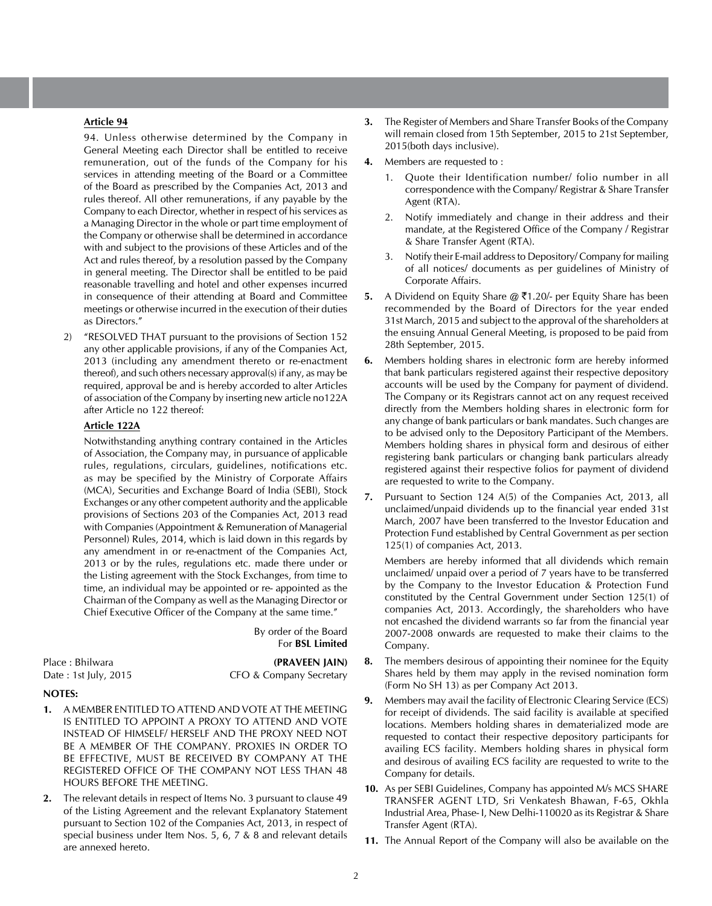**Article 94**

94. Unless otherwise determined by the Company in General Meeting each Director shall be entitled to receive remuneration, out of the funds of the Company for his services in attending meeting of the Board or a Committee of the Board as prescribed by the Companies Act, 2013 and rules thereof. All other remunerations, if any payable by the Company to each Director, whether in respect of his services as a Managing Director in the whole or part time employment of the Company or otherwise shall be determined in accordance with and subject to the provisions of these Articles and of the Act and rules thereof, by a resolution passed by the Company in general meeting. The Director shall be entitled to be paid reasonable travelling and hotel and other expenses incurred in consequence of their attending at Board and Committee meetings or otherwise incurred in the execution of their duties as Directors."

2) "RESOLVED THAT pursuant to the provisions of Section 152 any other applicable provisions, if any of the Companies Act, 2013 (including any amendment thereto or re-enactment thereof), and such others necessary approval(s) if any, as may be required, approval be and is hereby accorded to alter Articles of association of the Company by inserting new article no122A after Article no 122 thereof:

**Article 122A**

Notwithstanding anything contrary contained in the Articles of Association, the Company may, in pursuance of applicable rules, regulations, circulars, guidelines, notifications etc. as may be specified by the Ministry of Corporate Affairs (MCA), Securities and Exchange Board of India (SEBI), Stock Exchanges or any other competent authority and the applicable provisions of Sections 203 of the Companies Act, 2013 read with Companies (Appointment & Remuneration of Managerial Personnel) Rules, 2014, which is laid down in this regards by any amendment in or re-enactment of the Companies Act, 2013 or by the rules, regulations etc. made there under or the Listing agreement with the Stock Exchanges, from time to time, an individual may be appointed or re- appointed as the Chairman of the Company as well as the Managing Director or Chief Executive Officer of the Company at the same time."

By order of the Board
For **BSL Limited**

Place : Bhilwara
Date : 1st July, 2015

**(PRAVEEN JAIN)**
CFO & Company Secretary

**NOTES:**

1. A MEMBER ENTITLED TO ATTEND AND VOTE AT THE MEETING IS ENTITLED TO APPOINT A PROXY TO ATTEND AND VOTE INSTEAD OF HIMSELF/ HERSELF AND THE PROXY NEED NOT BE A MEMBER OF THE COMPANY. PROXIES IN ORDER TO BE EFFECTIVE, MUST BE RECEIVED BY COMPANY AT THE REGISTERED OFFICE OF THE COMPANY NOT LESS THAN 48 HOURS BEFORE THE MEETING.

2. The relevant details in respect of Items No. 3 pursuant to clause 49 of the Listing Agreement and the relevant Explanatory Statement pursuant to Section 102 of the Companies Act, 2013, in respect of special business under Item Nos. 5, 6, 7 & 8 and relevant details are annexed hereto.

3. The Register of Members and Share Transfer Books of the Company will remain closed from 15th September, 2015 to 21st September, 2015(both days inclusive).

4. Members are requested to :
   1. Quote their Identification number/ folio number in all correspondence with the Company/ Registrar & Share Transfer Agent (RTA).
   2. Notify immediately and change in their address and their mandate, at the Registered Office of the Company / Registrar & Share Transfer Agent (RTA).
   3. Notify their E-mail address to Depository/ Company for mailing of all notices/ documents as per guidelines of Ministry of Corporate Affairs.

5. A Dividend on Equity Share @ ₹1.20/- per Equity Share has been recommended by the Board of Directors for the year ended 31st March, 2015 and subject to the approval of the shareholders at the ensuing Annual General Meeting, is proposed to be paid from 28th September, 2015.

6. Members holding shares in electronic form are hereby informed that bank particulars registered against their respective depository accounts will be used by the Company for payment of dividend. The Company or its Registrars cannot act on any request received directly from the Members holding shares in electronic form for any change of bank particulars or bank mandates. Such changes are to be advised only to the Depository Participant of the Members. Members holding shares in physical form and desirous of either registering bank particulars or changing bank particulars already registered against their respective folios for payment of dividend are requested to write to the Company.

7. Pursuant to Section 124 A(5) of the Companies Act, 2013, all unclaimed/unpaid dividends up to the financial year ended 31st March, 2007 have been transferred to the Investor Education and Protection Fund established by Central Government as per section 125(1) of companies Act, 2013.

   Members are hereby informed that all dividends which remain unclaimed/ unpaid over a period of 7 years have to be transferred by the Company to the Investor Education & Protection Fund constituted by the Central Government under Section 125(1) of companies Act, 2013. Accordingly, the shareholders who have not encashed the dividend warrants so far from the financial year 2007-2008 onwards are requested to make their claims to the Company.

8. The members desirous of appointing their nominee for the Equity Shares held by them may apply in the revised nomination form (Form No SH 13) as per Company Act 2013.

9. Members may avail the facility of Electronic Clearing Service (ECS) for receipt of dividends. The said facility is available at specified locations. Members holding shares in dematerialized mode are requested to contact their respective depository participants for availing ECS facility. Members holding shares in physical form and desirous of availing ECS facility are requested to write to the Company for details.

10. As per SEBI Guidelines, Company has appointed M/s MCS SHARE TRANSFER AGENT LTD, Sri Venkatesh Bhawan, F-65, Okhla Industrial Area, Phase- I, New Delhi-110020 as its Registrar & Share Transfer Agent (RTA).

11. The Annual Report of the Company will also be available on the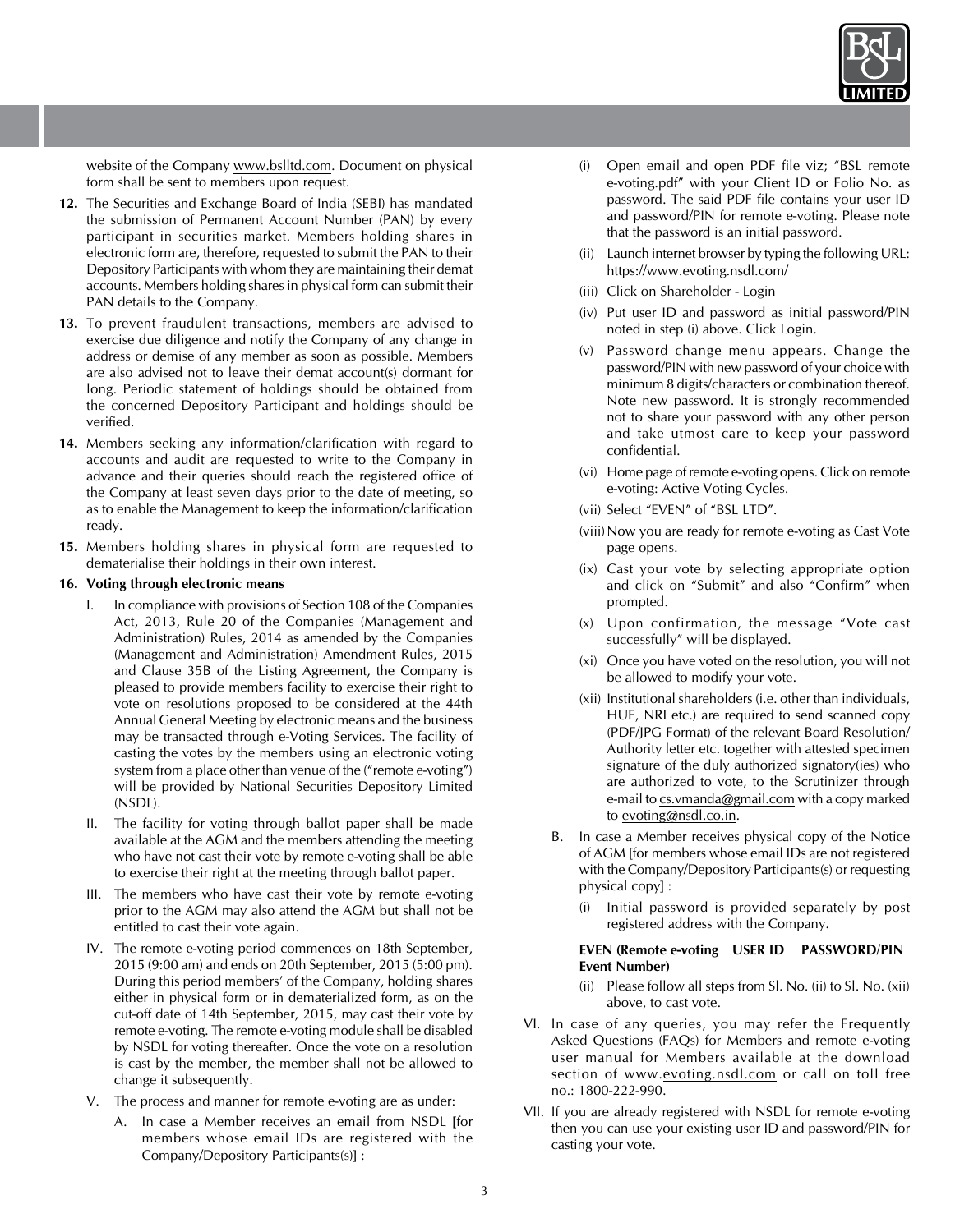website of the Company www.bslltd.com. Document on physical form shall be sent to members upon request.

**12.** The Securities and Exchange Board of India (SEBI) has mandated the submission of Permanent Account Number (PAN) by every participant in securities market. Members holding shares in electronic form are, therefore, requested to submit the PAN to their Depository Participants with whom they are maintaining their demat accounts. Members holding shares in physical form can submit their PAN details to the Company.

**13.** To prevent fraudulent transactions, members are advised to exercise due diligence and notify the Company of any change in address or demise of any member as soon as possible. Members are also advised not to leave their demat account(s) dormant for long. Periodic statement of holdings should be obtained from the concerned Depository Participant and holdings should be verified.

**14.** Members seeking any information/clarification with regard to accounts and audit are requested to write to the Company in advance and their queries should reach the registered office of the Company at least seven days prior to the date of meeting, so as to enable the Management to keep the information/clarification ready.

**15.** Members holding shares in physical form are requested to dematerialise their holdings in their own interest.

**16. Voting through electronic means**

I. In compliance with provisions of Section 108 of the Companies Act, 2013, Rule 20 of the Companies (Management and Administration) Rules, 2014 as amended by the Companies (Management and Administration) Amendment Rules, 2015 and Clause 35B of the Listing Agreement, the Company is pleased to provide members facility to exercise their right to vote on resolutions proposed to be considered at the 44th Annual General Meeting by electronic means and the business may be transacted through e-Voting Services. The facility of casting the votes by the members using an electronic voting system from a place other than venue of the ("remote e-voting") will be provided by National Securities Depository Limited (NSDL).

II. The facility for voting through ballot paper shall be made available at the AGM and the members attending the meeting who have not cast their vote by remote e-voting shall be able to exercise their right at the meeting through ballot paper.

III. The members who have cast their vote by remote e-voting prior to the AGM may also attend the AGM but shall not be entitled to cast their vote again.

IV. The remote e-voting period commences on 18th September, 2015 (9:00 am) and ends on 20th September, 2015 (5:00 pm). During this period members' of the Company, holding shares either in physical form or in dematerialized form, as on the cut-off date of 14th September, 2015, may cast their vote by remote e-voting. The remote e-voting module shall be disabled by NSDL for voting thereafter. Once the vote on a resolution is cast by the member, the member shall not be allowed to change it subsequently.

V. The process and manner for remote e-voting are as under:

A. In case a Member receives an email from NSDL [for members whose email IDs are registered with the Company/Depository Participants(s)] :

(i) Open email and open PDF file viz; "BSL remote e-voting.pdf" with your Client ID or Folio No. as password. The said PDF file contains your user ID and password/PIN for remote e-voting. Please note that the password is an initial password.

(ii) Launch internet browser by typing the following URL: https://www.evoting.nsdl.com/

(iii) Click on Shareholder - Login

(iv) Put user ID and password as initial password/PIN noted in step (i) above. Click Login.

(v) Password change menu appears. Change the password/PIN with new password of your choice with minimum 8 digits/characters or combination thereof. Note new password. It is strongly recommended not to share your password with any other person and take utmost care to keep your password confidential.

(vi) Home page of remote e-voting opens. Click on remote e-voting: Active Voting Cycles.

(vii) Select "EVEN" of "BSL LTD".

(viii) Now you are ready for remote e-voting as Cast Vote page opens.

(ix) Cast your vote by selecting appropriate option and click on "Submit" and also "Confirm" when prompted.

(x) Upon confirmation, the message "Vote cast successfully" will be displayed.

(xi) Once you have voted on the resolution, you will not be allowed to modify your vote.

(xii) Institutional shareholders (i.e. other than individuals, HUF, NRI etc.) are required to send scanned copy (PDF/JPG Format) of the relevant Board Resolution/ Authority letter etc. together with attested specimen signature of the duly authorized signatory(ies) who are authorized to vote, to the Scrutinizer through e-mail to cs.vmanda@gmail.com with a copy marked to evoting@nsdl.co.in.

B. In case a Member receives physical copy of the Notice of AGM [for members whose email IDs are not registered with the Company/Depository Participants(s) or requesting physical copy] :

(i) Initial password is provided separately by post registered address with the Company.

| EVEN (Remote e-voting Event Number) | USER ID | PASSWORD/PIN |
|---|---|---|

(ii) Please follow all steps from Sl. No. (ii) to Sl. No. (xii) above, to cast vote.

VI. In case of any queries, you may refer the Frequently Asked Questions (FAQs) for Members and remote e-voting user manual for Members available at the download section of www.evoting.nsdl.com or call on toll free no.: 1800-222-990.

VII. If you are already registered with NSDL for remote e-voting then you can use your existing user ID and password/PIN for casting your vote.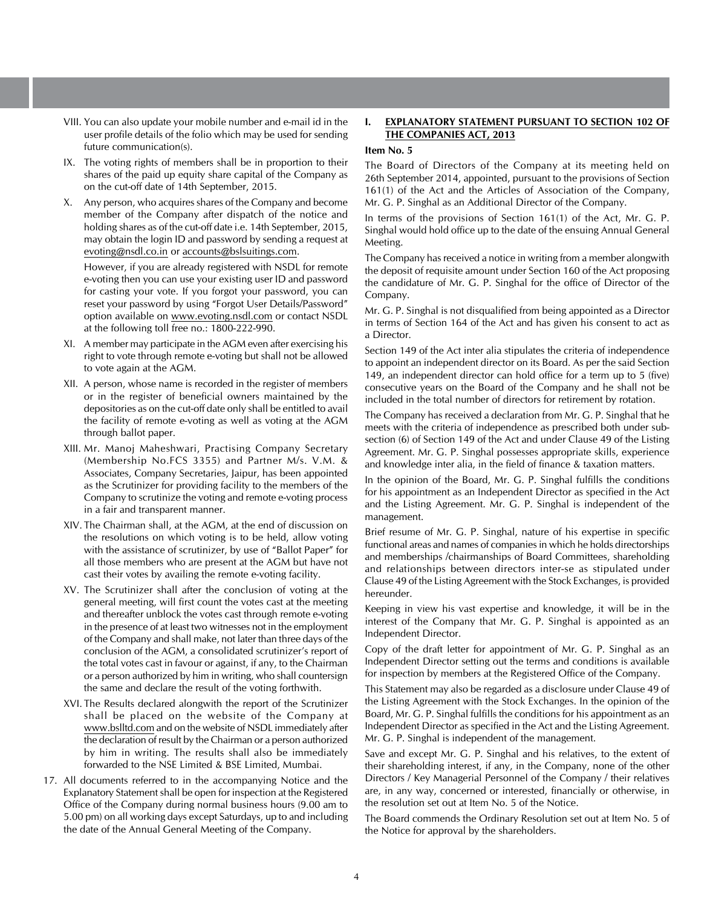VIII. You can also update your mobile number and e-mail id in the user profile details of the folio which may be used for sending future communication(s).

IX. The voting rights of members shall be in proportion to their shares of the paid up equity share capital of the Company as on the cut-off date of 14th September, 2015.

X. Any person, who acquires shares of the Company and become member of the Company after dispatch of the notice and holding shares as of the cut-off date i.e. 14th September, 2015, may obtain the login ID and password by sending a request at evoting@nsdl.co.in or accounts@bslsuitings.com.

However, if you are already registered with NSDL for remote e-voting then you can use your existing user ID and password for casting your vote. If you forgot your password, you can reset your password by using "Forgot User Details/Password" option available on www.evoting.nsdl.com or contact NSDL at the following toll free no.: 1800-222-990.

XI. A member may participate in the AGM even after exercising his right to vote through remote e-voting but shall not be allowed to vote again at the AGM.

XII. A person, whose name is recorded in the register of members or in the register of beneficial owners maintained by the depositories as on the cut-off date only shall be entitled to avail the facility of remote e-voting as well as voting at the AGM through ballot paper.

XIII. Mr. Manoj Maheshwari, Practising Company Secretary (Membership No.FCS 3355) and Partner M/s. V.M. & Associates, Company Secretaries, Jaipur, has been appointed as the Scrutinizer for providing facility to the members of the Company to scrutinize the voting and remote e-voting process in a fair and transparent manner.

XIV. The Chairman shall, at the AGM, at the end of discussion on the resolutions on which voting is to be held, allow voting with the assistance of scrutinizer, by use of "Ballot Paper" for all those members who are present at the AGM but have not cast their votes by availing the remote e-voting facility.

XV. The Scrutinizer shall after the conclusion of voting at the general meeting, will first count the votes cast at the meeting and thereafter unblock the votes cast through remote e-voting in the presence of at least two witnesses not in the employment of the Company and shall make, not later than three days of the conclusion of the AGM, a consolidated scrutinizer's report of the total votes cast in favour or against, if any, to the Chairman or a person authorized by him in writing, who shall countersign the same and declare the result of the voting forthwith.

XVI. The Results declared alongwith the report of the Scrutinizer shall be placed on the website of the Company at www.bslltd.com and on the website of NSDL immediately after the declaration of result by the Chairman or a person authorized by him in writing. The results shall also be immediately forwarded to the NSE Limited & BSE Limited, Mumbai.

17. All documents referred to in the accompanying Notice and the Explanatory Statement shall be open for inspection at the Registered Office of the Company during normal business hours (9.00 am to 5.00 pm) on all working days except Saturdays, up to and including the date of the Annual General Meeting of the Company.

## I. EXPLANATORY STATEMENT PURSUANT TO SECTION 102 OF THE COMPANIES ACT, 2013

**Item No. 5**

The Board of Directors of the Company at its meeting held on 26th September 2014, appointed, pursuant to the provisions of Section 161(1) of the Act and the Articles of Association of the Company, Mr. G. P. Singhal as an Additional Director of the Company.

In terms of the provisions of Section 161(1) of the Act, Mr. G. P. Singhal would hold office up to the date of the ensuing Annual General Meeting.

The Company has received a notice in writing from a member alongwith the deposit of requisite amount under Section 160 of the Act proposing the candidature of Mr. G. P. Singhal for the office of Director of the Company.

Mr. G. P. Singhal is not disqualified from being appointed as a Director in terms of Section 164 of the Act and has given his consent to act as a Director.

Section 149 of the Act inter alia stipulates the criteria of independence to appoint an independent director on its Board. As per the said Section 149, an independent director can hold office for a term up to 5 (five) consecutive years on the Board of the Company and he shall not be included in the total number of directors for retirement by rotation.

The Company has received a declaration from Mr. G. P. Singhal that he meets with the criteria of independence as prescribed both under sub-section (6) of Section 149 of the Act and under Clause 49 of the Listing Agreement. Mr. G. P. Singhal possesses appropriate skills, experience and knowledge inter alia, in the field of finance & taxation matters.

In the opinion of the Board, Mr. G. P. Singhal fulfills the conditions for his appointment as an Independent Director as specified in the Act and the Listing Agreement. Mr. G. P. Singhal is independent of the management.

Brief resume of Mr. G. P. Singhal, nature of his expertise in specific functional areas and names of companies in which he holds directorships and memberships /chairmanships of Board Committees, shareholding and relationships between directors inter-se as stipulated under Clause 49 of the Listing Agreement with the Stock Exchanges, is provided hereunder.

Keeping in view his vast expertise and knowledge, it will be in the interest of the Company that Mr. G. P. Singhal is appointed as an Independent Director.

Copy of the draft letter for appointment of Mr. G. P. Singhal as an Independent Director setting out the terms and conditions is available for inspection by members at the Registered Office of the Company.

This Statement may also be regarded as a disclosure under Clause 49 of the Listing Agreement with the Stock Exchanges. In the opinion of the Board, Mr. G. P. Singhal fulfills the conditions for his appointment as an Independent Director as specified in the Act and the Listing Agreement. Mr. G. P. Singhal is independent of the management.

Save and except Mr. G. P. Singhal and his relatives, to the extent of their shareholding interest, if any, in the Company, none of the other Directors / Key Managerial Personnel of the Company / their relatives are, in any way, concerned or interested, financially or otherwise, in the resolution set out at Item No. 5 of the Notice.

The Board commends the Ordinary Resolution set out at Item No. 5 of the Notice for approval by the shareholders.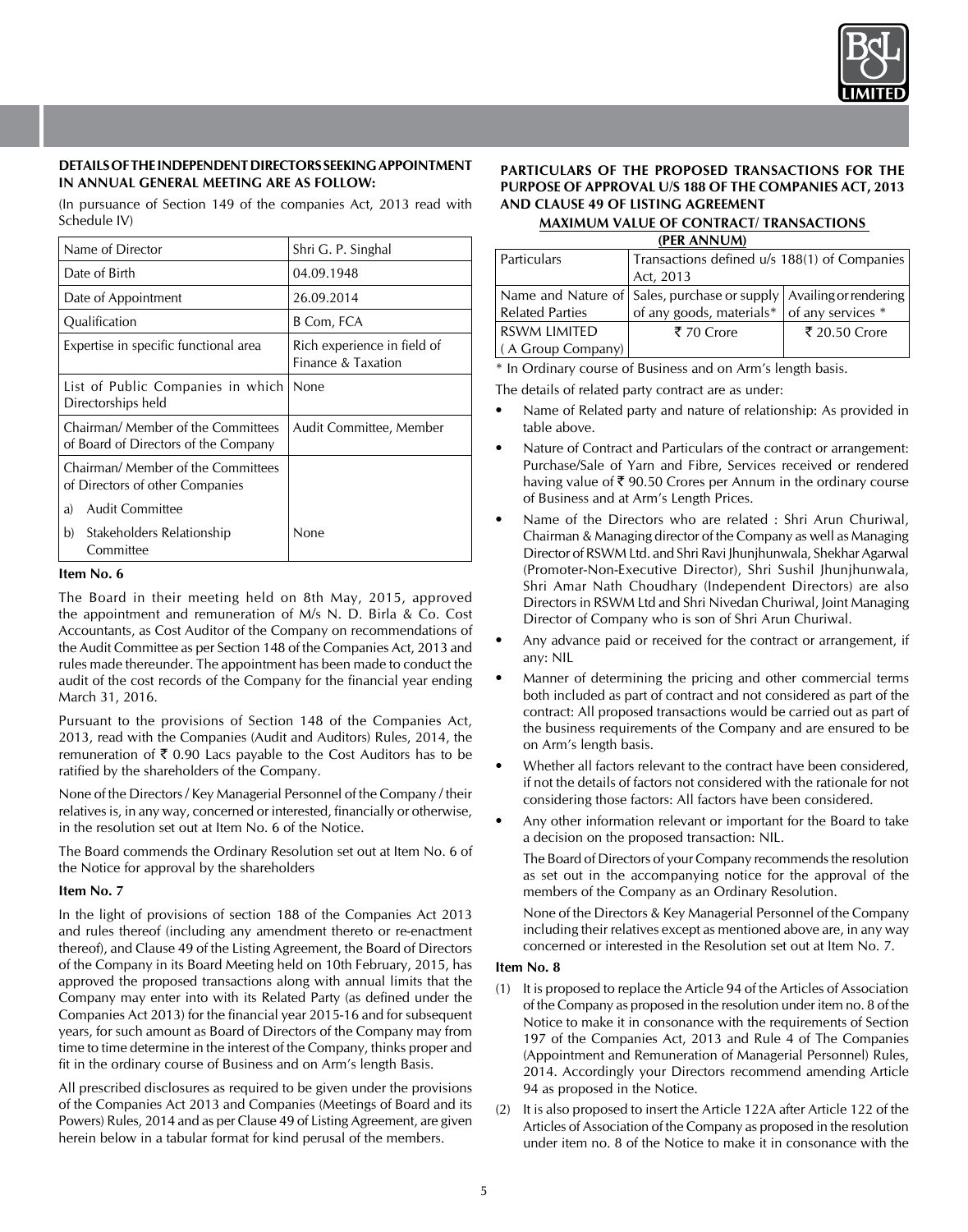**DETAILS OF THE INDEPENDENT DIRECTORS SEEKING APPOINTMENT IN ANNUAL GENERAL MEETING ARE AS FOLLOW:**

(In pursuance of Section 149 of the companies Act, 2013 read with Schedule IV)

| Name of Director | Shri G. P. Singhal |
|---|---|
| Date of Birth | 04.09.1948 |
| Date of Appointment | 26.09.2014 |
| Qualification | B Com, FCA |
| Expertise in specific functional area | Rich experience in field of Finance & Taxation |
| List of Public Companies in which Directorships held | None |
| Chairman/ Member of the Committees of Board of Directors of the Company | Audit Committee, Member |
| Chairman/ Member of the Committees of Directors of other Companies<br>a) Audit Committee<br>b) Stakeholders Relationship Committee | None |

**Item No. 6**

The Board in their meeting held on 8th May, 2015, approved the appointment and remuneration of M/s N. D. Birla & Co. Cost Accountants, as Cost Auditor of the Company on recommendations of the Audit Committee as per Section 148 of the Companies Act, 2013 and rules made thereunder. The appointment has been made to conduct the audit of the cost records of the Company for the financial year ending March 31, 2016.

Pursuant to the provisions of Section 148 of the Companies Act, 2013, read with the Companies (Audit and Auditors) Rules, 2014, the remuneration of ₹ 0.90 Lacs payable to the Cost Auditors has to be ratified by the shareholders of the Company.

None of the Directors / Key Managerial Personnel of the Company / their relatives is, in any way, concerned or interested, financially or otherwise, in the resolution set out at Item No. 6 of the Notice.

The Board commends the Ordinary Resolution set out at Item No. 6 of the Notice for approval by the shareholders

**Item No. 7**

In the light of provisions of section 188 of the Companies Act 2013 and rules thereof (including any amendment thereto or re-enactment thereof), and Clause 49 of the Listing Agreement, the Board of Directors of the Company in its Board Meeting held on 10th February, 2015, has approved the proposed transactions along with annual limits that the Company may enter into with its Related Party (as defined under the Companies Act 2013) for the financial year 2015-16 and for subsequent years, for such amount as Board of Directors of the Company may from time to time determine in the interest of the Company, thinks proper and fit in the ordinary course of Business and on Arm's length Basis.

All prescribed disclosures as required to be given under the provisions of the Companies Act 2013 and Companies (Meetings of Board and its Powers) Rules, 2014 and as per Clause 49 of Listing Agreement, are given herein below in a tabular format for kind perusal of the members.

**PARTICULARS OF THE PROPOSED TRANSACTIONS FOR THE PURPOSE OF APPROVAL U/S 188 OF THE COMPANIES ACT, 2013 AND CLAUSE 49 OF LISTING AGREEMENT**

**MAXIMUM VALUE OF CONTRACT/ TRANSACTIONS (PER ANNUM)**

| Particulars | Transactions defined u/s 188(1) of Companies Act, 2013 | |
|---|---|---|
| Name and Nature of Related Parties | Sales, purchase or supply of any goods, materials* | Availing or rendering of any services * |
| RSWM LIMITED ( A Group Company) | ₹ 70 Crore | ₹ 20.50 Crore |

\* In Ordinary course of Business and on Arm's length basis.

The details of related party contract are as under:

- Name of Related party and nature of relationship: As provided in table above.
- Nature of Contract and Particulars of the contract or arrangement: Purchase/Sale of Yarn and Fibre, Services received or rendered having value of ₹ 90.50 Crores per Annum in the ordinary course of Business and at Arm's Length Prices.
- Name of the Directors who are related : Shri Arun Churiwal, Chairman & Managing director of the Company as well as Managing Director of RSWM Ltd. and Shri Ravi Jhunjhunwala, Shekhar Agarwal (Promoter-Non-Executive Director), Shri Sushil Jhunjhunwala, Shri Amar Nath Choudhary (Independent Directors) are also Directors in RSWM Ltd and Shri Nivedan Churiwal, Joint Managing Director of Company who is son of Shri Arun Churiwal.
- Any advance paid or received for the contract or arrangement, if any: NIL
- Manner of determining the pricing and other commercial terms both included as part of contract and not considered as part of the contract: All proposed transactions would be carried out as part of the business requirements of the Company and are ensured to be on Arm's length basis.
- Whether all factors relevant to the contract have been considered, if not the details of factors not considered with the rationale for not considering those factors: All factors have been considered.
- Any other information relevant or important for the Board to take a decision on the proposed transaction: NIL.

  The Board of Directors of your Company recommends the resolution as set out in the accompanying notice for the approval of the members of the Company as an Ordinary Resolution.

  None of the Directors & Key Managerial Personnel of the Company including their relatives except as mentioned above are, in any way concerned or interested in the Resolution set out at Item No. 7.

**Item No. 8**

(1) It is proposed to replace the Article 94 of the Articles of Association of the Company as proposed in the resolution under item no. 8 of the Notice to make it in consonance with the requirements of Section 197 of the Companies Act, 2013 and Rule 4 of The Companies (Appointment and Remuneration of Managerial Personnel) Rules, 2014. Accordingly your Directors recommend amending Article 94 as proposed in the Notice.

(2) It is also proposed to insert the Article 122A after Article 122 of the Articles of Association of the Company as proposed in the resolution under item no. 8 of the Notice to make it in consonance with the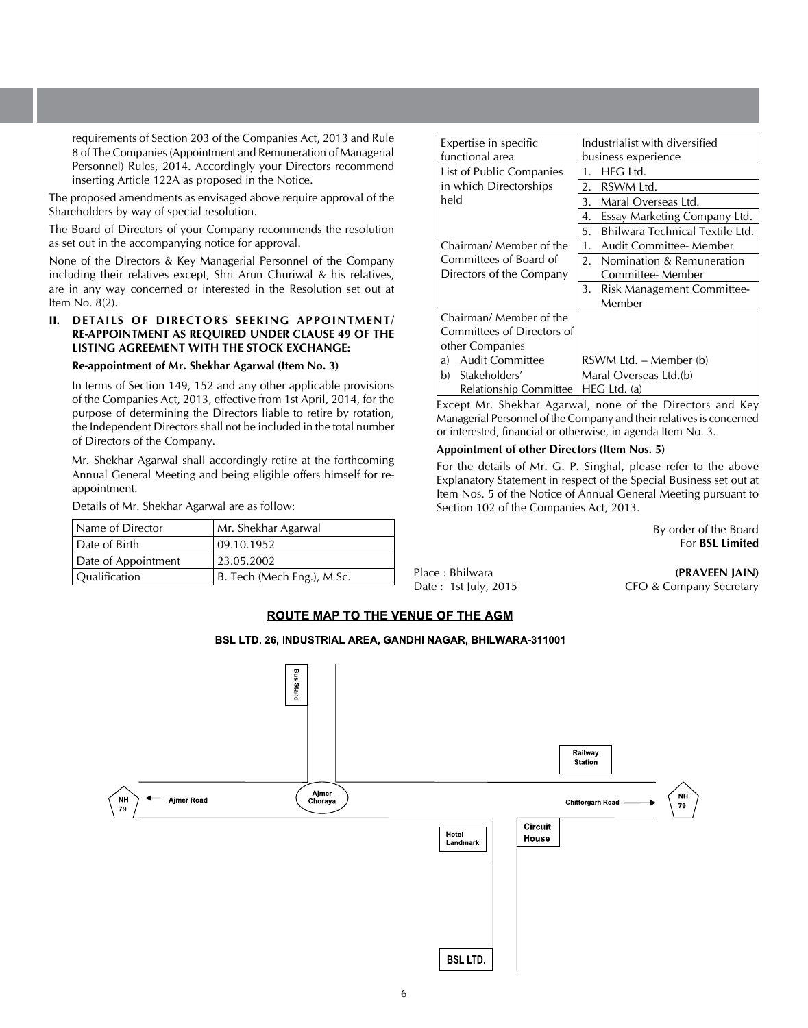requirements of Section 203 of the Companies Act, 2013 and Rule 8 of The Companies (Appointment and Remuneration of Managerial Personnel) Rules, 2014. Accordingly your Directors recommend inserting Article 122A as proposed in the Notice.

The proposed amendments as envisaged above require approval of the Shareholders by way of special resolution.

The Board of Directors of your Company recommends the resolution as set out in the accompanying notice for approval.

None of the Directors & Key Managerial Personnel of the Company including their relatives except, Shri Arun Churiwal & his relatives, are in any way concerned or interested in the Resolution set out at Item No. 8(2).

**II. DETAILS OF DIRECTORS SEEKING APPOINTMENT/ RE-APPOINTMENT AS REQUIRED UNDER CLAUSE 49 OF THE LISTING AGREEMENT WITH THE STOCK EXCHANGE:**

**Re-appointment of Mr. Shekhar Agarwal (Item No. 3)**

In terms of Section 149, 152 and any other applicable provisions of the Companies Act, 2013, effective from 1st April, 2014, for the purpose of determining the Directors liable to retire by rotation, the Independent Directors shall not be included in the total number of Directors of the Company.

Mr. Shekhar Agarwal shall accordingly retire at the forthcoming Annual General Meeting and being eligible offers himself for re-appointment.

Details of Mr. Shekhar Agarwal are as follow:

| Name of Director | Mr. Shekhar Agarwal |
|---|---|
| Date of Birth | 09.10.1952 |
| Date of Appointment | 23.05.2002 |
| Qualification | B. Tech (Mech Eng.), M Sc. |
| Expertise in specific functional area | Industrialist with diversified business experience |
| List of Public Companies in which Directorships held | 1. HEG Ltd.<br>2. RSWM Ltd.<br>3. Maral Overseas Ltd.<br>4. Essay Marketing Company Ltd.<br>5. Bhilwara Technical Textile Ltd. |
| Chairman/ Member of the Committees of Board of Directors of the Company | 1. Audit Committee- Member<br>2. Nomination & Remuneration Committee- Member<br>3. Risk Management Committee- Member |
| Chairman/ Member of the Committees of Directors of other Companies<br>a) Audit Committee<br>b) Stakeholders' Relationship Committee | <br><br>RSWM Ltd. – Member (b)<br>Maral Overseas Ltd.(b)<br>HEG Ltd. (a) |

Except Mr. Shekhar Agarwal, none of the Directors and Key Managerial Personnel of the Company and their relatives is concerned or interested, financial or otherwise, in agenda Item No. 3.

**Appointment of other Directors (Item Nos. 5)**

For the details of Mr. G. P. Singhal, please refer to the above Explanatory Statement in respect of the Special Business set out at Item Nos. 5 of the Notice of Annual General Meeting pursuant to Section 102 of the Companies Act, 2013.

By order of the Board
For **BSL Limited**

Place : Bhilwara
Date : 1st July, 2015

**(PRAVEEN JAIN)**
CFO & Company Secretary

**ROUTE MAP TO THE VENUE OF THE AGM**

**BSL LTD. 26, INDUSTRIAL AREA, GANDHI NAGAR, BHILWARA-311001**

Bus Stand

Railway Station

NH 79 ← Ajmer Road — Ajmer Choraya — Chittorgarh Road → NH 79

Hotel Landmark

Circuit House

BSL LTD.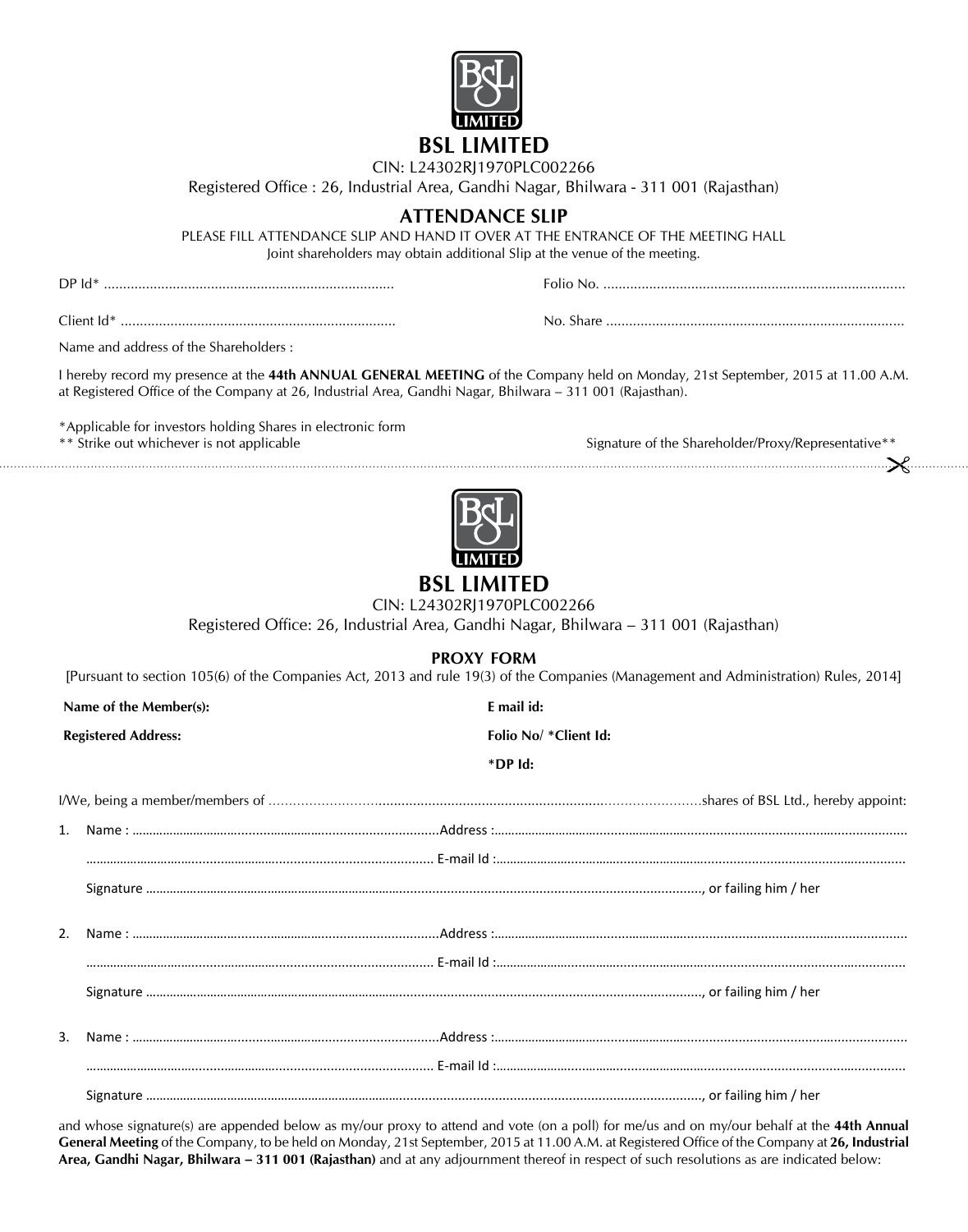# BSL LIMITED

CIN: L24302RJ1970PLC002266

Registered Office : 26, Industrial Area, Gandhi Nagar, Bhilwara - 311 001 (Rajasthan)

## ATTENDANCE SLIP

PLEASE FILL ATTENDANCE SLIP AND HAND IT OVER AT THE ENTRANCE OF THE MEETING HALL

Joint shareholders may obtain additional Slip at the venue of the meeting.

DP Id* ........................................................................... Folio No. ..............................................................................

Client Id* ....................................................................... No. Share ............................................................................

Name and address of the Shareholders :

I hereby record my presence at the **44th ANNUAL GENERAL MEETING** of the Company held on Monday, 21st September, 2015 at 11.00 A.M. at Registered Office of the Company at 26, Industrial Area, Gandhi Nagar, Bhilwara – 311 001 (Rajasthan).

*Applicable for investors holding Shares in electronic form

** Strike out whichever is not applicable

Signature of the Shareholder/Proxy/Representative**

---

# BSL LIMITED

CIN: L24302RJ1970PLC002266

Registered Office: 26, Industrial Area, Gandhi Nagar, Bhilwara – 311 001 (Rajasthan)

## PROXY FORM

[Pursuant to section 105(6) of the Companies Act, 2013 and rule 19(3) of the Companies (Management and Administration) Rules, 2014]

**Name of the Member(s):**

**Registered Address:**

**E mail id:**

**Folio No/ *Client Id:**

***DP Id:**

I/We, being a member/members of ....................................................................................................shares of BSL Ltd., hereby appoint:

1. Name : ........................................................................................Address :...................................................................................................................

   ................................................................................................. E-mail Id :...................................................................................................................

   Signature ..........................................................................................................................................................., or failing him / her

2. Name : ........................................................................................Address :...................................................................................................................

   ................................................................................................. E-mail Id :...................................................................................................................

   Signature ..........................................................................................................................................................., or failing him / her

3. Name : ........................................................................................Address :...................................................................................................................

   ................................................................................................. E-mail Id :...................................................................................................................

   Signature ..........................................................................................................................................................., or failing him / her

and whose signature(s) are appended below as my/our proxy to attend and vote (on a poll) for me/us and on my/our behalf at the **44th Annual General Meeting** of the Company, to be held on Monday, 21st September, 2015 at 11.00 A.M. at Registered Office of the Company at **26, Industrial Area, Gandhi Nagar, Bhilwara – 311 001 (Rajasthan)** and at any adjournment thereof in respect of such resolutions as are indicated below: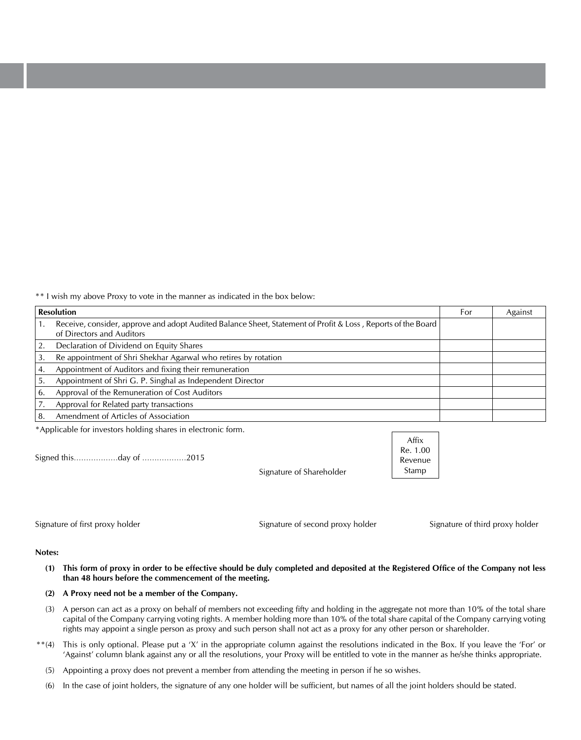** I wish my above Proxy to vote in the manner as indicated in the box below:

| Resolution | For | Against |
|---|---|---|
| 1. Receive, consider, approve and adopt Audited Balance Sheet, Statement of Profit & Loss , Reports of the Board of Directors and Auditors | | |
| 2. Declaration of Dividend on Equity Shares | | |
| 3. Re appointment of Shri Shekhar Agarwal who retires by rotation | | |
| 4. Appointment of Auditors and fixing their remuneration | | |
| 5. Appointment of Shri G. P. Singhal as Independent Director | | |
| 6. Approval of the Remuneration of Cost Auditors | | |
| 7. Approval for Related party transactions | | |
| 8. Amendment of Articles of Association | | |

*Applicable for investors holding shares in electronic form.

Signed this.................day of .................2015

Signature of Shareholder

Affix Re. 1.00 Revenue Stamp

Signature of first proxy holder

Signature of second proxy holder

Signature of third proxy holder

**Notes:**

**(1) This form of proxy in order to be effective should be duly completed and deposited at the Registered Office of the Company not less than 48 hours before the commencement of the meeting.**

**(2) A Proxy need not be a member of the Company.**

(3) A person can act as a proxy on behalf of members not exceeding fifty and holding in the aggregate not more than 10% of the total share capital of the Company carrying voting rights. A member holding more than 10% of the total share capital of the Company carrying voting rights may appoint a single person as proxy and such person shall not act as a proxy for any other person or shareholder.

**(4) This is only optional. Please put a 'X' in the appropriate column against the resolutions indicated in the Box. If you leave the 'For' or 'Against' column blank against any or all the resolutions, your Proxy will be entitled to vote in the manner as he/she thinks appropriate.

(5) Appointing a proxy does not prevent a member from attending the meeting in person if he so wishes.

(6) In the case of joint holders, the signature of any one holder will be sufficient, but names of all the joint holders should be stated.